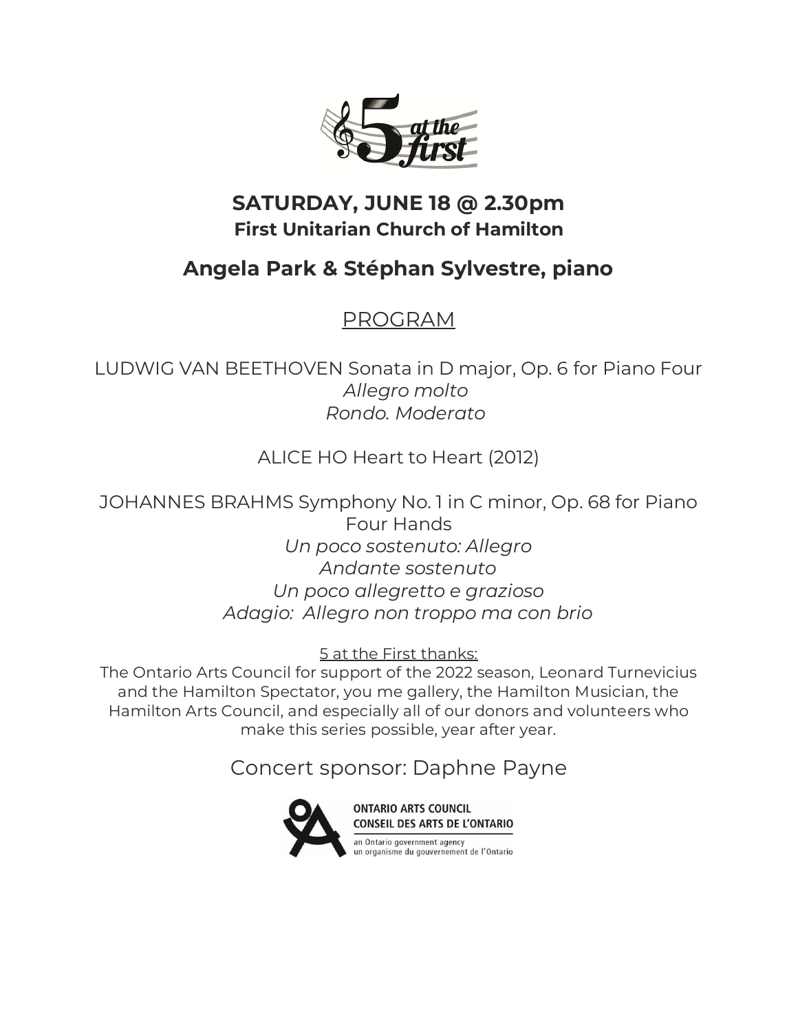# SATURDAY, JUNE 18 @ 2.30pm

## First Unitarian Church of Hamilton

## Angela Park & Stéphan Sylvestre, piano

PROGRAM

LUDWIG VAN BEETHOVEN Sonata in D major, Op. 6 for Piano Four
*Allegro molto*
*Rondo. Moderato*

ALICE HO Heart to Heart (2012)

JOHANNES BRAHMS Symphony No. 1 in C minor, Op. 68 for Piano Four Hands
*Un poco sostenuto: Allegro*
*Andante sostenuto*
*Un poco allegretto e grazioso*
*Adagio: Allegro non troppo ma con brio*

5 at the First thanks:
The Ontario Arts Council for support of the 2022 season, Leonard Turnevicius and the Hamilton Spectator, you me gallery, the Hamilton Musician, the Hamilton Arts Council, and especially all of our donors and volunteers who make this series possible, year after year.

Concert sponsor: Daphne Payne

ONTARIO ARTS COUNCIL
CONSEIL DES ARTS DE L'ONTARIO
an Ontario government agency
un organisme du gouvernement de l'Ontario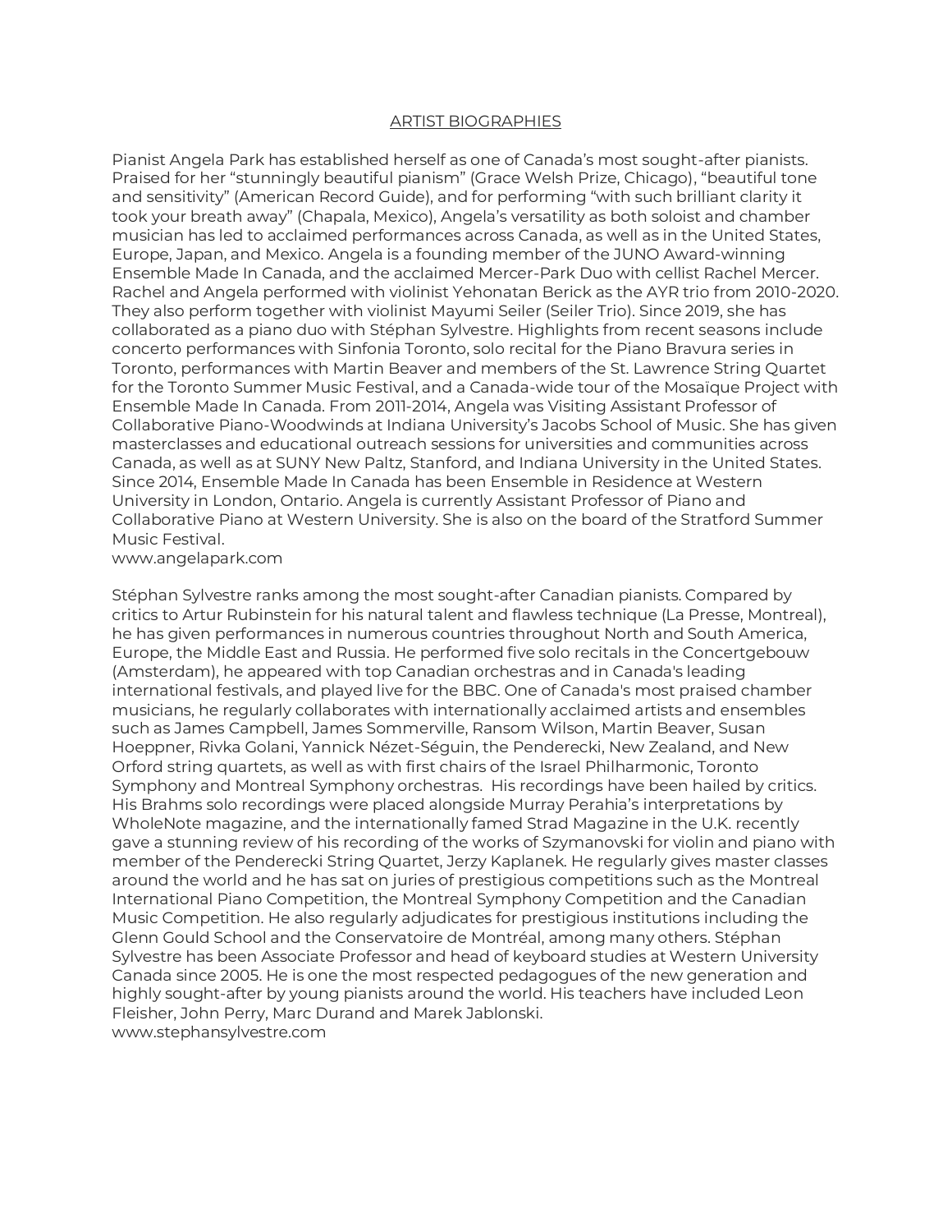# ARTIST BIOGRAPHIES

Pianist Angela Park has established herself as one of Canada's most sought-after pianists. Praised for her "stunningly beautiful pianism" (Grace Welsh Prize, Chicago), "beautiful tone and sensitivity" (American Record Guide), and for performing "with such brilliant clarity it took your breath away" (Chapala, Mexico), Angela's versatility as both soloist and chamber musician has led to acclaimed performances across Canada, as well as in the United States, Europe, Japan, and Mexico. Angela is a founding member of the JUNO Award-winning Ensemble Made In Canada, and the acclaimed Mercer-Park Duo with cellist Rachel Mercer. Rachel and Angela performed with violinist Yehonatan Berick as the AYR trio from 2010-2020. They also perform together with violinist Mayumi Seiler (Seiler Trio). Since 2019, she has collaborated as a piano duo with Stéphan Sylvestre. Highlights from recent seasons include concerto performances with Sinfonia Toronto, solo recital for the Piano Bravura series in Toronto, performances with Martin Beaver and members of the St. Lawrence String Quartet for the Toronto Summer Music Festival, and a Canada-wide tour of the Mosaïque Project with Ensemble Made In Canada. From 2011-2014, Angela was Visiting Assistant Professor of Collaborative Piano-Woodwinds at Indiana University's Jacobs School of Music. She has given masterclasses and educational outreach sessions for universities and communities across Canada, as well as at SUNY New Paltz, Stanford, and Indiana University in the United States. Since 2014, Ensemble Made In Canada has been Ensemble in Residence at Western University in London, Ontario. Angela is currently Assistant Professor of Piano and Collaborative Piano at Western University. She is also on the board of the Stratford Summer Music Festival.
www.angelapark.com

Stéphan Sylvestre ranks among the most sought-after Canadian pianists. Compared by critics to Artur Rubinstein for his natural talent and flawless technique (La Presse, Montreal), he has given performances in numerous countries throughout North and South America, Europe, the Middle East and Russia. He performed five solo recitals in the Concertgebouw (Amsterdam), he appeared with top Canadian orchestras and in Canada's leading international festivals, and played live for the BBC. One of Canada's most praised chamber musicians, he regularly collaborates with internationally acclaimed artists and ensembles such as James Campbell, James Sommerville, Ransom Wilson, Martin Beaver, Susan Hoeppner, Rivka Golani, Yannick Nézet-Séguin, the Penderecki, New Zealand, and New Orford string quartets, as well as with first chairs of the Israel Philharmonic, Toronto Symphony and Montreal Symphony orchestras. His recordings have been hailed by critics. His Brahms solo recordings were placed alongside Murray Perahia's interpretations by WholeNote magazine, and the internationally famed Strad Magazine in the U.K. recently gave a stunning review of his recording of the works of Szymanovski for violin and piano with member of the Penderecki String Quartet, Jerzy Kaplanek. He regularly gives master classes around the world and he has sat on juries of prestigious competitions such as the Montreal International Piano Competition, the Montreal Symphony Competition and the Canadian Music Competition. He also regularly adjudicates for prestigious institutions including the Glenn Gould School and the Conservatoire de Montréal, among many others. Stéphan Sylvestre has been Associate Professor and head of keyboard studies at Western University Canada since 2005. He is one the most respected pedagogues of the new generation and highly sought-after by young pianists around the world. His teachers have included Leon Fleisher, John Perry, Marc Durand and Marek Jablonski.
www.stephansylvestre.com